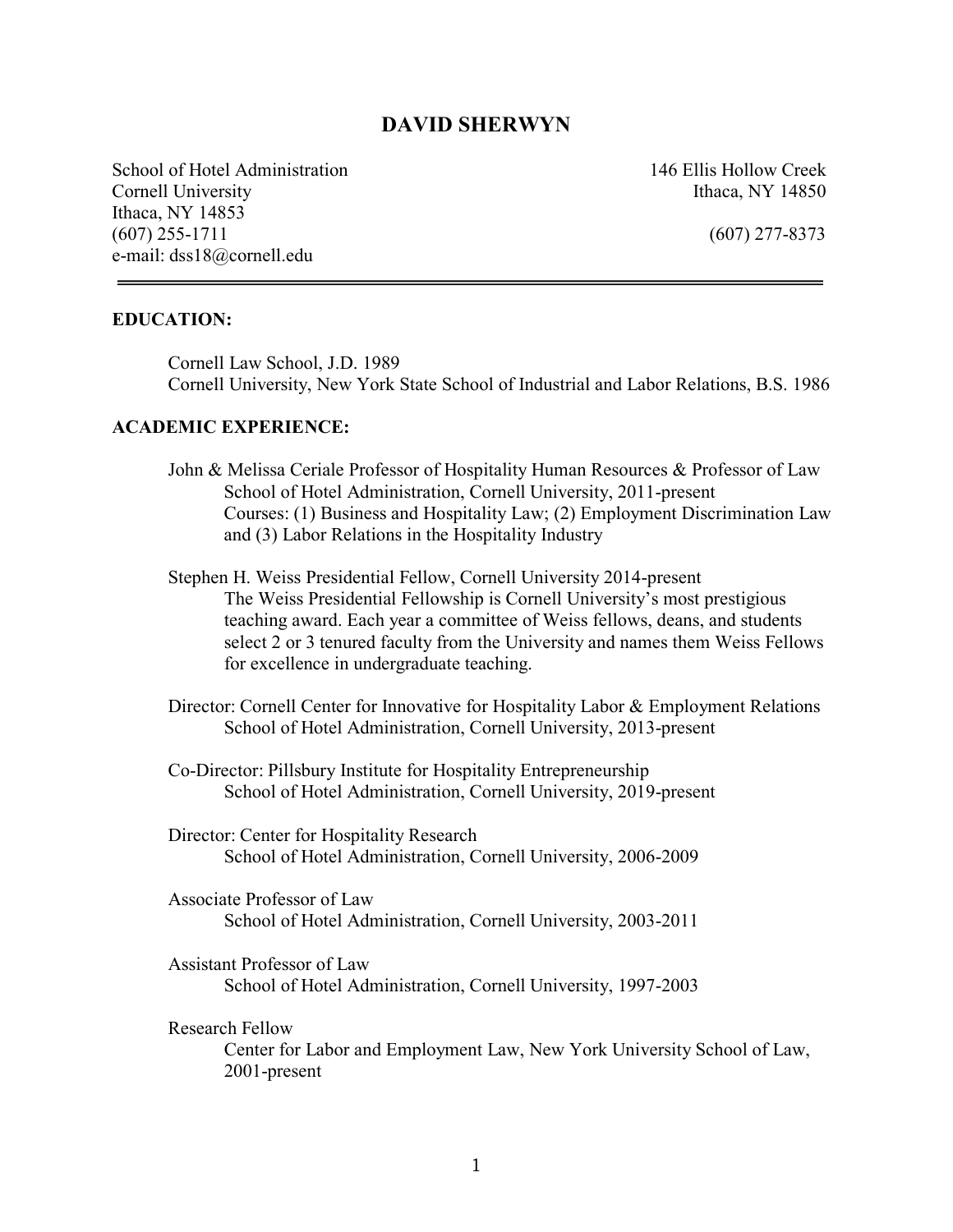# DAVID SHERWYN

School of Hotel Administration
Cornell University
Ithaca, NY 14853
(607) 255-1711
e-mail: dss18@cornell.edu

146 Ellis Hollow Creek
Ithaca, NY 14850

(607) 277-8373

---

## EDUCATION:

Cornell Law School, J.D. 1989
Cornell University, New York State School of Industrial and Labor Relations, B.S. 1986

## ACADEMIC EXPERIENCE:

John & Melissa Ceriale Professor of Hospitality Human Resources & Professor of Law
School of Hotel Administration, Cornell University, 2011-present
Courses: (1) Business and Hospitality Law; (2) Employment Discrimination Law and (3) Labor Relations in the Hospitality Industry

Stephen H. Weiss Presidential Fellow, Cornell University 2014-present
The Weiss Presidential Fellowship is Cornell University's most prestigious teaching award. Each year a committee of Weiss fellows, deans, and students select 2 or 3 tenured faculty from the University and names them Weiss Fellows for excellence in undergraduate teaching.

Director: Cornell Center for Innovative for Hospitality Labor & Employment Relations
School of Hotel Administration, Cornell University, 2013-present

Co-Director: Pillsbury Institute for Hospitality Entrepreneurship
School of Hotel Administration, Cornell University, 2019-present

Director: Center for Hospitality Research
School of Hotel Administration, Cornell University, 2006-2009

Associate Professor of Law
School of Hotel Administration, Cornell University, 2003-2011

Assistant Professor of Law
School of Hotel Administration, Cornell University, 1997-2003

Research Fellow
Center for Labor and Employment Law, New York University School of Law, 2001-present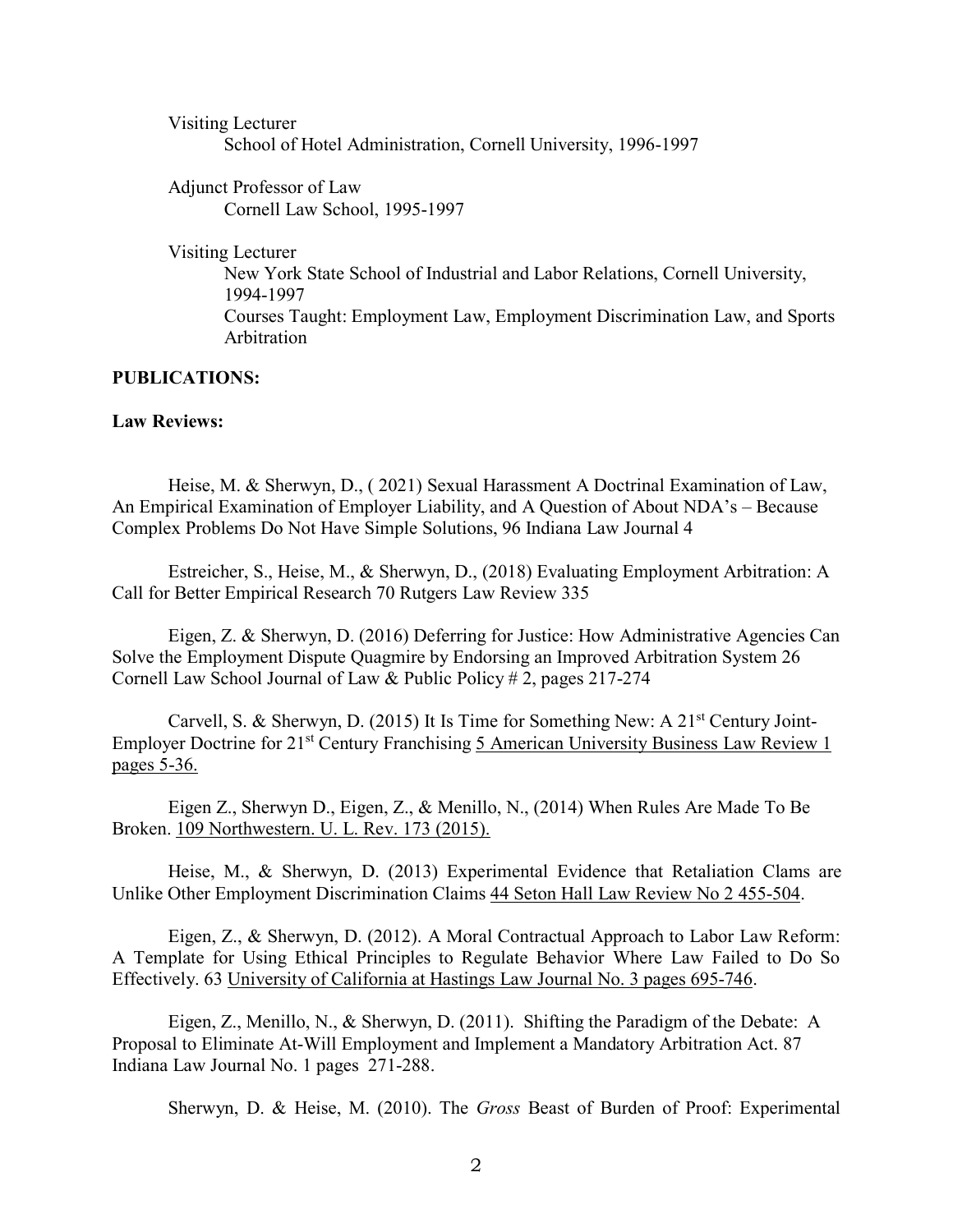Visiting Lecturer
School of Hotel Administration, Cornell University, 1996-1997

Adjunct Professor of Law
Cornell Law School, 1995-1997

Visiting Lecturer
New York State School of Industrial and Labor Relations, Cornell University, 1994-1997
Courses Taught: Employment Law, Employment Discrimination Law, and Sports Arbitration

**PUBLICATIONS:**

**Law Reviews:**

Heise, M. & Sherwyn, D., ( 2021) Sexual Harassment A Doctrinal Examination of Law, An Empirical Examination of Employer Liability, and A Question of About NDA's – Because Complex Problems Do Not Have Simple Solutions, 96 Indiana Law Journal 4

Estreicher, S., Heise, M., & Sherwyn, D., (2018) Evaluating Employment Arbitration: A Call for Better Empirical Research 70 Rutgers Law Review 335

Eigen, Z. & Sherwyn, D. (2016) Deferring for Justice: How Administrative Agencies Can Solve the Employment Dispute Quagmire by Endorsing an Improved Arbitration System 26 Cornell Law School Journal of Law & Public Policy # 2, pages 217-274

Carvell, S. & Sherwyn, D. (2015) It Is Time for Something New: A 21st Century Joint-Employer Doctrine for 21st Century Franchising 5 American University Business Law Review 1 pages 5-36.

Eigen Z., Sherwyn D., Eigen, Z., & Menillo, N., (2014) When Rules Are Made To Be Broken. 109 Northwestern. U. L. Rev. 173 (2015).

Heise, M., & Sherwyn, D. (2013) Experimental Evidence that Retaliation Clams are Unlike Other Employment Discrimination Claims 44 Seton Hall Law Review No 2 455-504.

Eigen, Z., & Sherwyn, D. (2012). A Moral Contractual Approach to Labor Law Reform: A Template for Using Ethical Principles to Regulate Behavior Where Law Failed to Do So Effectively. 63 University of California at Hastings Law Journal No. 3 pages 695-746.

Eigen, Z., Menillo, N., & Sherwyn, D. (2011). Shifting the Paradigm of the Debate: A Proposal to Eliminate At-Will Employment and Implement a Mandatory Arbitration Act. 87 Indiana Law Journal No. 1 pages 271-288.

Sherwyn, D. & Heise, M. (2010). The *Gross* Beast of Burden of Proof: Experimental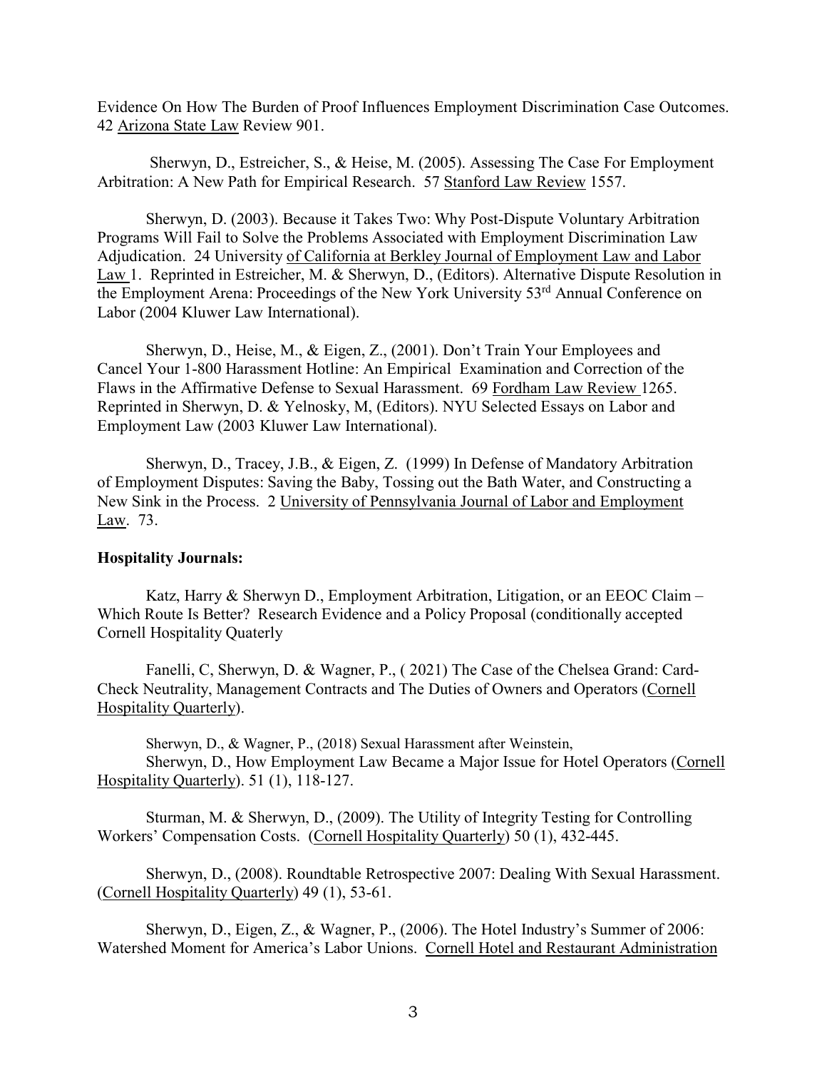Evidence On How The Burden of Proof Influences Employment Discrimination Case Outcomes. 42 Arizona State Law Review 901.

Sherwyn, D., Estreicher, S., & Heise, M. (2005). Assessing The Case For Employment Arbitration: A New Path for Empirical Research. 57 Stanford Law Review 1557.

Sherwyn, D. (2003). Because it Takes Two: Why Post-Dispute Voluntary Arbitration Programs Will Fail to Solve the Problems Associated with Employment Discrimination Law Adjudication. 24 University of California at Berkley Journal of Employment Law and Labor Law 1. Reprinted in Estreicher, M. & Sherwyn, D., (Editors). Alternative Dispute Resolution in the Employment Arena: Proceedings of the New York University 53rd Annual Conference on Labor (2004 Kluwer Law International).

Sherwyn, D., Heise, M., & Eigen, Z., (2001). Don't Train Your Employees and Cancel Your 1-800 Harassment Hotline: An Empirical Examination and Correction of the Flaws in the Affirmative Defense to Sexual Harassment. 69 Fordham Law Review 1265. Reprinted in Sherwyn, D. & Yelnosky, M, (Editors). NYU Selected Essays on Labor and Employment Law (2003 Kluwer Law International).

Sherwyn, D., Tracey, J.B., & Eigen, Z. (1999) In Defense of Mandatory Arbitration of Employment Disputes: Saving the Baby, Tossing out the Bath Water, and Constructing a New Sink in the Process. 2 University of Pennsylvania Journal of Labor and Employment Law. 73.

**Hospitality Journals:**

Katz, Harry & Sherwyn D., Employment Arbitration, Litigation, or an EEOC Claim – Which Route Is Better? Research Evidence and a Policy Proposal (conditionally accepted Cornell Hospitality Quaterly

Fanelli, C, Sherwyn, D. & Wagner, P., ( 2021) The Case of the Chelsea Grand: Card-Check Neutrality, Management Contracts and The Duties of Owners and Operators (Cornell Hospitality Quarterly).

Sherwyn, D., & Wagner, P., (2018) Sexual Harassment after Weinstein,
Sherwyn, D., How Employment Law Became a Major Issue for Hotel Operators (Cornell Hospitality Quarterly). 51 (1), 118-127.

Sturman, M. & Sherwyn, D., (2009). The Utility of Integrity Testing for Controlling Workers' Compensation Costs. (Cornell Hospitality Quarterly) 50 (1), 432-445.

Sherwyn, D., (2008). Roundtable Retrospective 2007: Dealing With Sexual Harassment. (Cornell Hospitality Quarterly) 49 (1), 53-61.

Sherwyn, D., Eigen, Z., & Wagner, P., (2006). The Hotel Industry's Summer of 2006: Watershed Moment for America's Labor Unions. Cornell Hotel and Restaurant Administration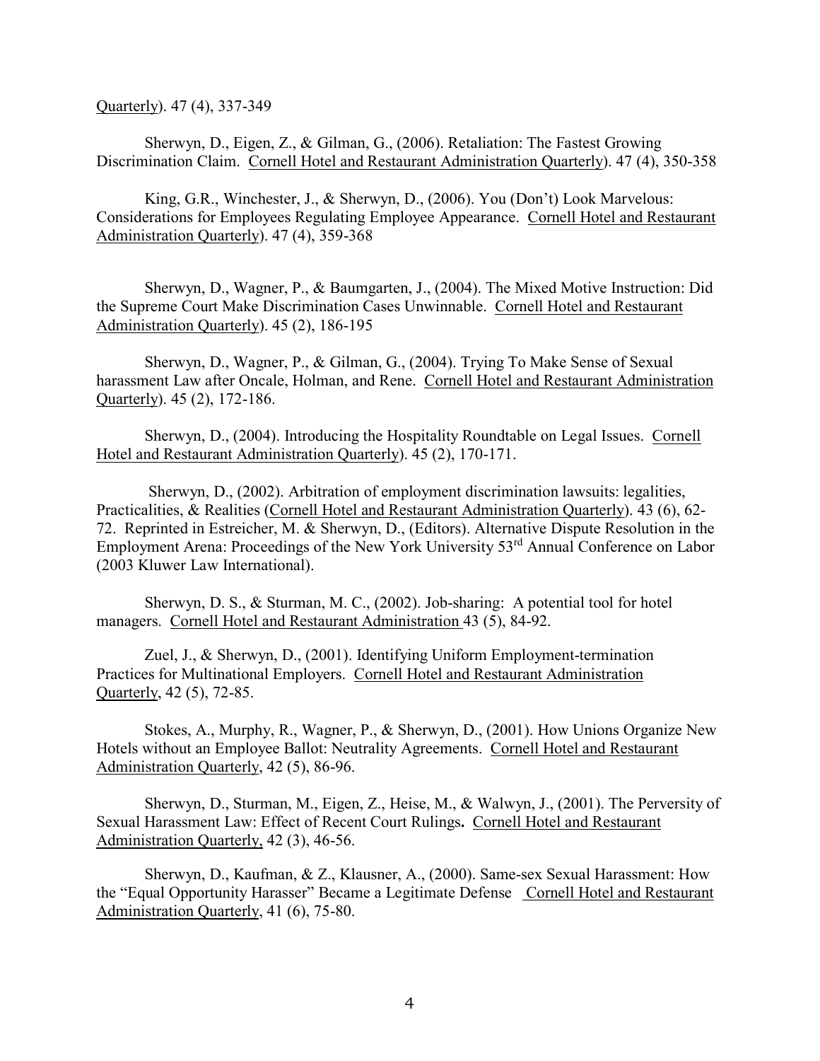Quarterly). 47 (4), 337-349

Sherwyn, D., Eigen, Z., & Gilman, G., (2006). Retaliation: The Fastest Growing Discrimination Claim. Cornell Hotel and Restaurant Administration Quarterly). 47 (4), 350-358

King, G.R., Winchester, J., & Sherwyn, D., (2006). You (Don't) Look Marvelous: Considerations for Employees Regulating Employee Appearance. Cornell Hotel and Restaurant Administration Quarterly). 47 (4), 359-368

Sherwyn, D., Wagner, P., & Baumgarten, J., (2004). The Mixed Motive Instruction: Did the Supreme Court Make Discrimination Cases Unwinnable. Cornell Hotel and Restaurant Administration Quarterly). 45 (2), 186-195

Sherwyn, D., Wagner, P., & Gilman, G., (2004). Trying To Make Sense of Sexual harassment Law after Oncale, Holman, and Rene. Cornell Hotel and Restaurant Administration Quarterly). 45 (2), 172-186.

Sherwyn, D., (2004). Introducing the Hospitality Roundtable on Legal Issues. Cornell Hotel and Restaurant Administration Quarterly). 45 (2), 170-171.

Sherwyn, D., (2002). Arbitration of employment discrimination lawsuits: legalities, Practicalities, & Realities (Cornell Hotel and Restaurant Administration Quarterly). 43 (6), 62-72. Reprinted in Estreicher, M. & Sherwyn, D., (Editors). Alternative Dispute Resolution in the Employment Arena: Proceedings of the New York University 53rd Annual Conference on Labor (2003 Kluwer Law International).

Sherwyn, D. S., & Sturman, M. C., (2002). Job-sharing: A potential tool for hotel managers. Cornell Hotel and Restaurant Administration 43 (5), 84-92.

Zuel, J., & Sherwyn, D., (2001). Identifying Uniform Employment-termination Practices for Multinational Employers. Cornell Hotel and Restaurant Administration Quarterly, 42 (5), 72-85.

Stokes, A., Murphy, R., Wagner, P., & Sherwyn, D., (2001). How Unions Organize New Hotels without an Employee Ballot: Neutrality Agreements. Cornell Hotel and Restaurant Administration Quarterly, 42 (5), 86-96.

Sherwyn, D., Sturman, M., Eigen, Z., Heise, M., & Walwyn, J., (2001). The Perversity of Sexual Harassment Law: Effect of Recent Court Rulings**.** Cornell Hotel and Restaurant Administration Quarterly, 42 (3), 46-56.

Sherwyn, D., Kaufman, & Z., Klausner, A., (2000). Same-sex Sexual Harassment: How the "Equal Opportunity Harasser" Became a Legitimate Defense Cornell Hotel and Restaurant Administration Quarterly, 41 (6), 75-80.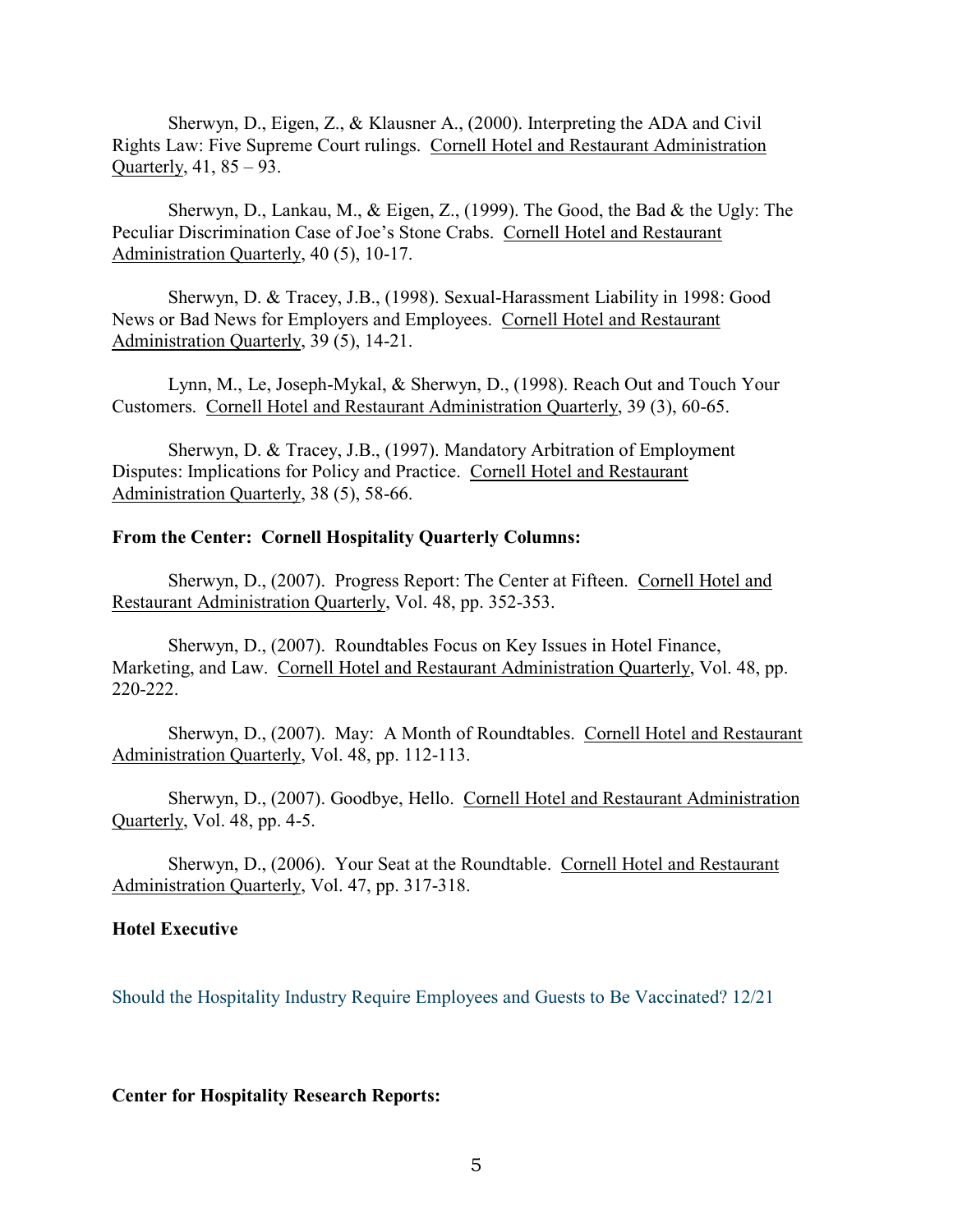Sherwyn, D., Eigen, Z., & Klausner A., (2000). Interpreting the ADA and Civil Rights Law: Five Supreme Court rulings. Cornell Hotel and Restaurant Administration Quarterly, 41, 85 – 93.

Sherwyn, D., Lankau, M., & Eigen, Z., (1999). The Good, the Bad & the Ugly: The Peculiar Discrimination Case of Joe's Stone Crabs. Cornell Hotel and Restaurant Administration Quarterly, 40 (5), 10-17.

Sherwyn, D. & Tracey, J.B., (1998). Sexual-Harassment Liability in 1998: Good News or Bad News for Employers and Employees. Cornell Hotel and Restaurant Administration Quarterly, 39 (5), 14-21.

Lynn, M., Le, Joseph-Mykal, & Sherwyn, D., (1998). Reach Out and Touch Your Customers. Cornell Hotel and Restaurant Administration Quarterly, 39 (3), 60-65.

Sherwyn, D. & Tracey, J.B., (1997). Mandatory Arbitration of Employment Disputes: Implications for Policy and Practice. Cornell Hotel and Restaurant Administration Quarterly, 38 (5), 58-66.

**From the Center: Cornell Hospitality Quarterly Columns:**

Sherwyn, D., (2007). Progress Report: The Center at Fifteen. Cornell Hotel and Restaurant Administration Quarterly, Vol. 48, pp. 352-353.

Sherwyn, D., (2007). Roundtables Focus on Key Issues in Hotel Finance, Marketing, and Law. Cornell Hotel and Restaurant Administration Quarterly, Vol. 48, pp. 220-222.

Sherwyn, D., (2007). May: A Month of Roundtables. Cornell Hotel and Restaurant Administration Quarterly, Vol. 48, pp. 112-113.

Sherwyn, D., (2007). Goodbye, Hello. Cornell Hotel and Restaurant Administration Quarterly, Vol. 48, pp. 4-5.

Sherwyn, D., (2006). Your Seat at the Roundtable. Cornell Hotel and Restaurant Administration Quarterly, Vol. 47, pp. 317-318.

**Hotel Executive**

Should the Hospitality Industry Require Employees and Guests to Be Vaccinated? 12/21

**Center for Hospitality Research Reports:**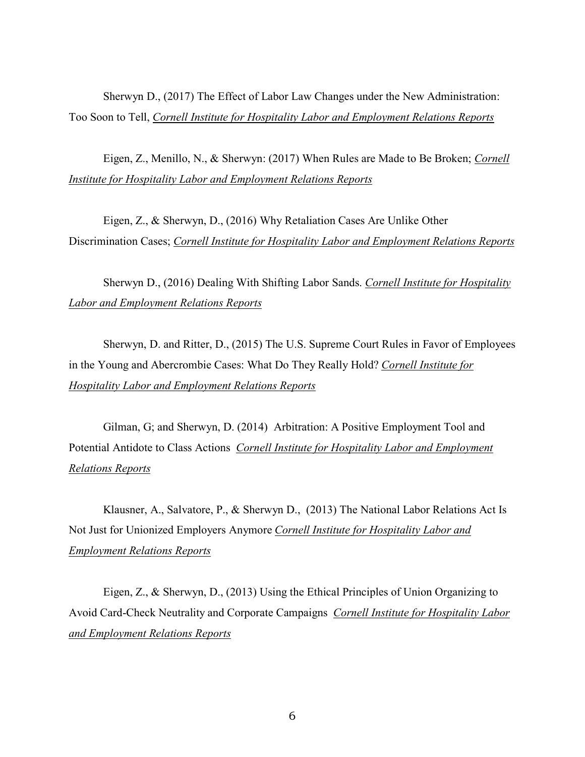Sherwyn D., (2017) The Effect of Labor Law Changes under the New Administration: Too Soon to Tell, *Cornell Institute for Hospitality Labor and Employment Relations Reports*

Eigen, Z., Menillo, N., & Sherwyn: (2017) When Rules are Made to Be Broken; *Cornell Institute for Hospitality Labor and Employment Relations Reports*

Eigen, Z., & Sherwyn, D., (2016) Why Retaliation Cases Are Unlike Other Discrimination Cases; *Cornell Institute for Hospitality Labor and Employment Relations Reports*

Sherwyn D., (2016) Dealing With Shifting Labor Sands. *Cornell Institute for Hospitality Labor and Employment Relations Reports*

Sherwyn, D. and Ritter, D., (2015) The U.S. Supreme Court Rules in Favor of Employees in the Young and Abercrombie Cases: What Do They Really Hold? *Cornell Institute for Hospitality Labor and Employment Relations Reports*

Gilman, G; and Sherwyn, D. (2014) Arbitration: A Positive Employment Tool and Potential Antidote to Class Actions *Cornell Institute for Hospitality Labor and Employment Relations Reports*

Klausner, A., Salvatore, P., & Sherwyn D., (2013) The National Labor Relations Act Is Not Just for Unionized Employers Anymore *Cornell Institute for Hospitality Labor and Employment Relations Reports*

Eigen, Z., & Sherwyn, D., (2013) Using the Ethical Principles of Union Organizing to Avoid Card-Check Neutrality and Corporate Campaigns *Cornell Institute for Hospitality Labor and Employment Relations Reports*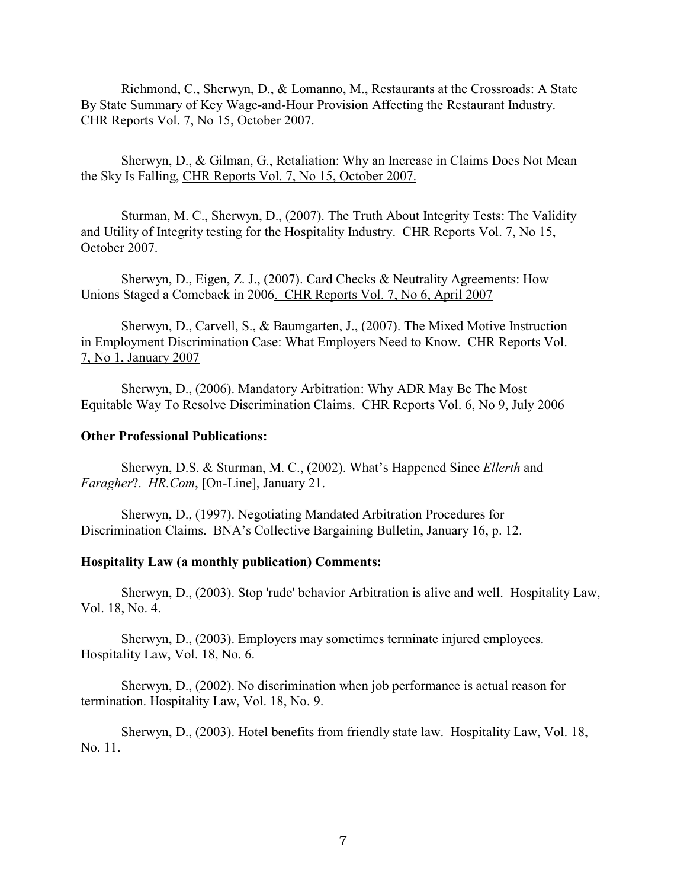Richmond, C., Sherwyn, D., & Lomanno, M., Restaurants at the Crossroads: A State By State Summary of Key Wage-and-Hour Provision Affecting the Restaurant Industry. <u>CHR Reports Vol. 7, No 15, October 2007.</u>

Sherwyn, D., & Gilman, G., Retaliation: Why an Increase in Claims Does Not Mean the Sky Is Falling, <u>CHR Reports Vol. 7, No 15, October 2007.</u>

Sturman, M. C., Sherwyn, D., (2007). The Truth About Integrity Tests: The Validity and Utility of Integrity testing for the Hospitality Industry. <u>CHR Reports Vol. 7, No 15, October 2007.</u>

Sherwyn, D., Eigen, Z. J., (2007). Card Checks & Neutrality Agreements: How Unions Staged a Comeback in 2006<u>. CHR Reports Vol. 7, No 6, April 2007</u>

Sherwyn, D., Carvell, S., & Baumgarten, J., (2007). The Mixed Motive Instruction in Employment Discrimination Case: What Employers Need to Know. <u>CHR Reports Vol. 7, No 1, January 2007</u>

Sherwyn, D., (2006). Mandatory Arbitration: Why ADR May Be The Most Equitable Way To Resolve Discrimination Claims. CHR Reports Vol. 6, No 9, July 2006

**Other Professional Publications:**

Sherwyn, D.S. & Sturman, M. C., (2002). What's Happened Since *Ellerth* and *Faragher*?. *HR.Com*, [On-Line], January 21.

Sherwyn, D., (1997). Negotiating Mandated Arbitration Procedures for Discrimination Claims. BNA's Collective Bargaining Bulletin, January 16, p. 12.

**Hospitality Law (a monthly publication) Comments:**

Sherwyn, D., (2003). Stop 'rude' behavior Arbitration is alive and well. Hospitality Law, Vol. 18, No. 4.

Sherwyn, D., (2003). Employers may sometimes terminate injured employees. Hospitality Law, Vol. 18, No. 6.

Sherwyn, D., (2002). No discrimination when job performance is actual reason for termination. Hospitality Law, Vol. 18, No. 9.

Sherwyn, D., (2003). Hotel benefits from friendly state law. Hospitality Law, Vol. 18, No. 11.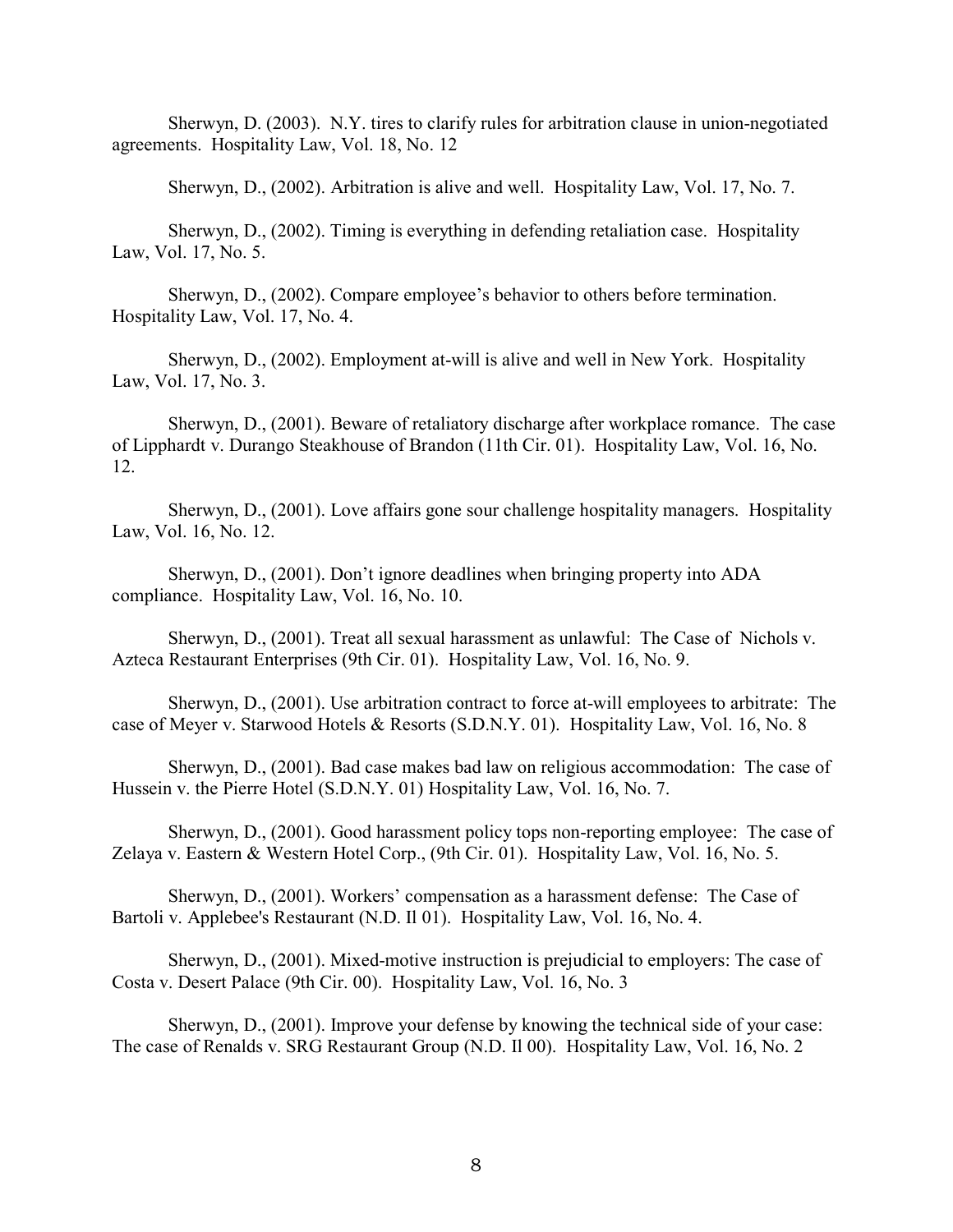Sherwyn, D. (2003). N.Y. tires to clarify rules for arbitration clause in union-negotiated agreements. Hospitality Law, Vol. 18, No. 12

Sherwyn, D., (2002). Arbitration is alive and well. Hospitality Law, Vol. 17, No. 7.

Sherwyn, D., (2002). Timing is everything in defending retaliation case. Hospitality Law, Vol. 17, No. 5.

Sherwyn, D., (2002). Compare employee's behavior to others before termination. Hospitality Law, Vol. 17, No. 4.

Sherwyn, D., (2002). Employment at-will is alive and well in New York. Hospitality Law, Vol. 17, No. 3.

Sherwyn, D., (2001). Beware of retaliatory discharge after workplace romance. The case of Lipphardt v. Durango Steakhouse of Brandon (11th Cir. 01). Hospitality Law, Vol. 16, No. 12.

Sherwyn, D., (2001). Love affairs gone sour challenge hospitality managers. Hospitality Law, Vol. 16, No. 12.

Sherwyn, D., (2001). Don't ignore deadlines when bringing property into ADA compliance. Hospitality Law, Vol. 16, No. 10.

Sherwyn, D., (2001). Treat all sexual harassment as unlawful: The Case of Nichols v. Azteca Restaurant Enterprises (9th Cir. 01). Hospitality Law, Vol. 16, No. 9.

Sherwyn, D., (2001). Use arbitration contract to force at-will employees to arbitrate: The case of Meyer v. Starwood Hotels & Resorts (S.D.N.Y. 01). Hospitality Law, Vol. 16, No. 8

Sherwyn, D., (2001). Bad case makes bad law on religious accommodation: The case of Hussein v. the Pierre Hotel (S.D.N.Y. 01) Hospitality Law, Vol. 16, No. 7.

Sherwyn, D., (2001). Good harassment policy tops non-reporting employee: The case of Zelaya v. Eastern & Western Hotel Corp., (9th Cir. 01). Hospitality Law, Vol. 16, No. 5.

Sherwyn, D., (2001). Workers' compensation as a harassment defense: The Case of Bartoli v. Applebee's Restaurant (N.D. Il 01). Hospitality Law, Vol. 16, No. 4.

Sherwyn, D., (2001). Mixed-motive instruction is prejudicial to employers: The case of Costa v. Desert Palace (9th Cir. 00). Hospitality Law, Vol. 16, No. 3

Sherwyn, D., (2001). Improve your defense by knowing the technical side of your case: The case of Renalds v. SRG Restaurant Group (N.D. Il 00). Hospitality Law, Vol. 16, No. 2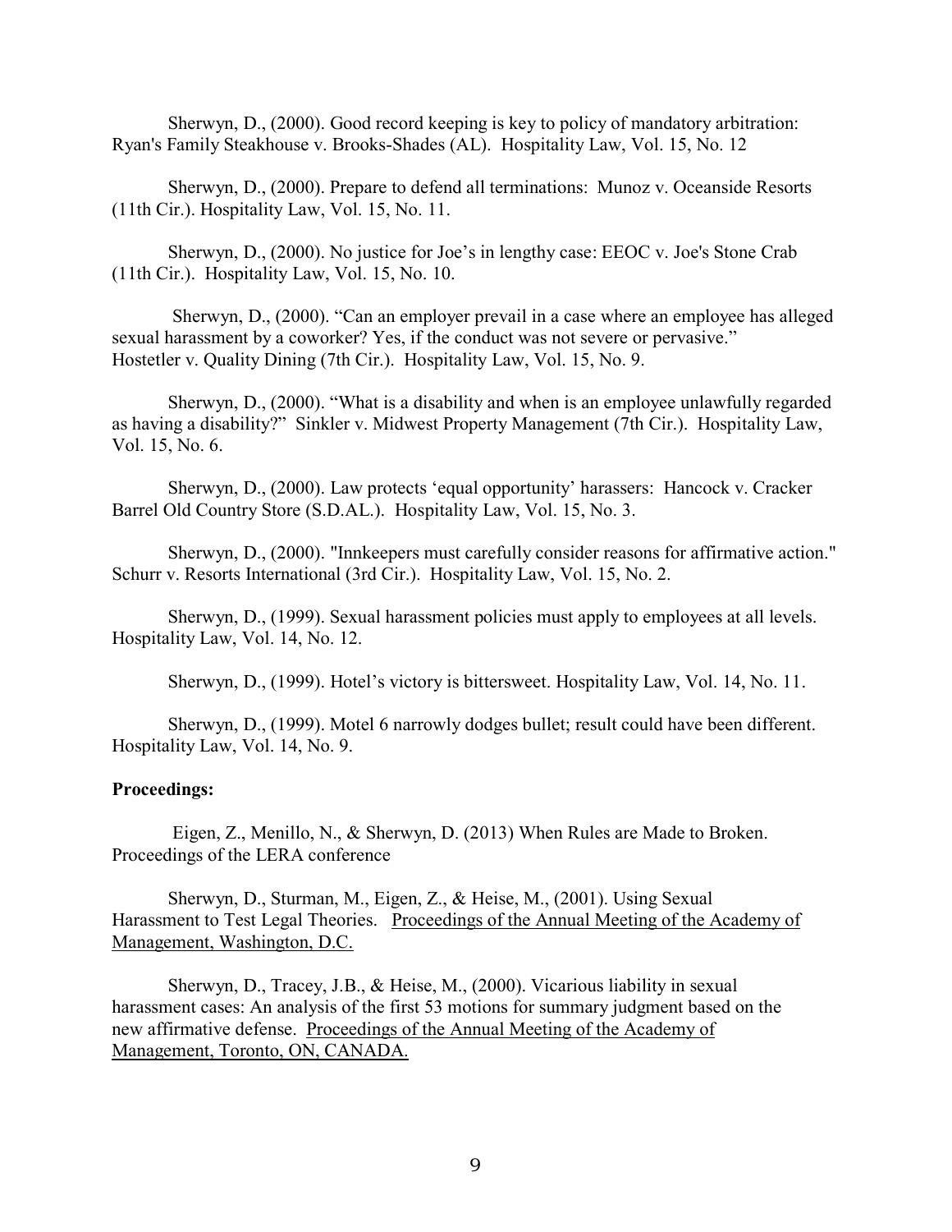Sherwyn, D., (2000). Good record keeping is key to policy of mandatory arbitration: Ryan's Family Steakhouse v. Brooks-Shades (AL). Hospitality Law, Vol. 15, No. 12

Sherwyn, D., (2000). Prepare to defend all terminations: Munoz v. Oceanside Resorts (11th Cir.). Hospitality Law, Vol. 15, No. 11.

Sherwyn, D., (2000). No justice for Joe's in lengthy case: EEOC v. Joe's Stone Crab (11th Cir.). Hospitality Law, Vol. 15, No. 10.

Sherwyn, D., (2000). "Can an employer prevail in a case where an employee has alleged sexual harassment by a coworker? Yes, if the conduct was not severe or pervasive." Hostetler v. Quality Dining (7th Cir.). Hospitality Law, Vol. 15, No. 9.

Sherwyn, D., (2000). "What is a disability and when is an employee unlawfully regarded as having a disability?" Sinkler v. Midwest Property Management (7th Cir.). Hospitality Law, Vol. 15, No. 6.

Sherwyn, D., (2000). Law protects 'equal opportunity' harassers: Hancock v. Cracker Barrel Old Country Store (S.D.AL.). Hospitality Law, Vol. 15, No. 3.

Sherwyn, D., (2000). "Innkeepers must carefully consider reasons for affirmative action." Schurr v. Resorts International (3rd Cir.). Hospitality Law, Vol. 15, No. 2.

Sherwyn, D., (1999). Sexual harassment policies must apply to employees at all levels. Hospitality Law, Vol. 14, No. 12.

Sherwyn, D., (1999). Hotel's victory is bittersweet. Hospitality Law, Vol. 14, No. 11.

Sherwyn, D., (1999). Motel 6 narrowly dodges bullet; result could have been different. Hospitality Law, Vol. 14, No. 9.

**Proceedings:**

Eigen, Z., Menillo, N., & Sherwyn, D. (2013) When Rules are Made to Broken. Proceedings of the LERA conference

Sherwyn, D., Sturman, M., Eigen, Z., & Heise, M., (2001). Using Sexual Harassment to Test Legal Theories. Proceedings of the Annual Meeting of the Academy of Management, Washington, D.C.

Sherwyn, D., Tracey, J.B., & Heise, M., (2000). Vicarious liability in sexual harassment cases: An analysis of the first 53 motions for summary judgment based on the new affirmative defense. Proceedings of the Annual Meeting of the Academy of Management, Toronto, ON, CANADA.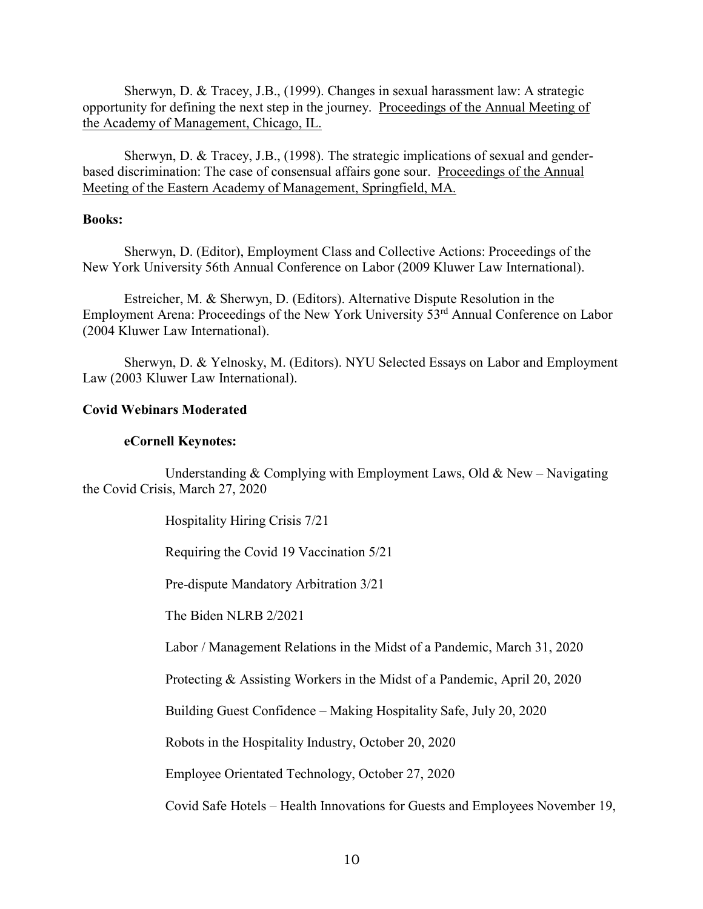Sherwyn, D. & Tracey, J.B., (1999). Changes in sexual harassment law: A strategic opportunity for defining the next step in the journey. Proceedings of the Annual Meeting of the Academy of Management, Chicago, IL.

Sherwyn, D. & Tracey, J.B., (1998). The strategic implications of sexual and gender-based discrimination: The case of consensual affairs gone sour. Proceedings of the Annual Meeting of the Eastern Academy of Management, Springfield, MA.

**Books:**

Sherwyn, D. (Editor), Employment Class and Collective Actions: Proceedings of the New York University 56th Annual Conference on Labor (2009 Kluwer Law International).

Estreicher, M. & Sherwyn, D. (Editors). Alternative Dispute Resolution in the Employment Arena: Proceedings of the New York University 53rd Annual Conference on Labor (2004 Kluwer Law International).

Sherwyn, D. & Yelnosky, M. (Editors). NYU Selected Essays on Labor and Employment Law (2003 Kluwer Law International).

**Covid Webinars Moderated**

**eCornell Keynotes:**

Understanding & Complying with Employment Laws, Old & New – Navigating the Covid Crisis, March 27, 2020

Hospitality Hiring Crisis 7/21

Requiring the Covid 19 Vaccination 5/21

Pre-dispute Mandatory Arbitration 3/21

The Biden NLRB 2/2021

Labor / Management Relations in the Midst of a Pandemic, March 31, 2020

Protecting & Assisting Workers in the Midst of a Pandemic, April 20, 2020

Building Guest Confidence – Making Hospitality Safe, July 20, 2020

Robots in the Hospitality Industry, October 20, 2020

Employee Orientated Technology, October 27, 2020

Covid Safe Hotels – Health Innovations for Guests and Employees November 19,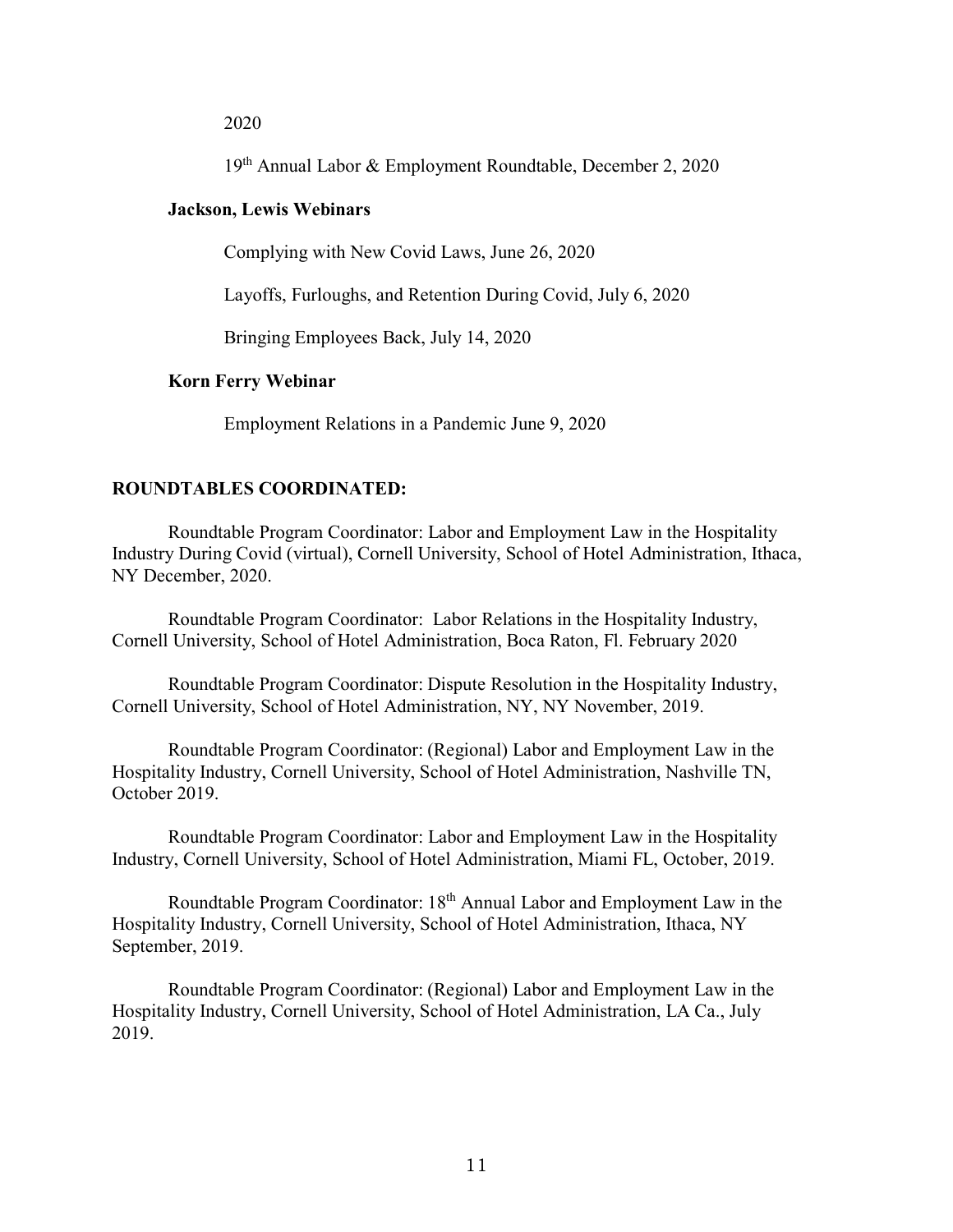2020

19th Annual Labor & Employment Roundtable, December 2, 2020

**Jackson, Lewis Webinars**

Complying with New Covid Laws, June 26, 2020

Layoffs, Furloughs, and Retention During Covid, July 6, 2020

Bringing Employees Back, July 14, 2020

**Korn Ferry Webinar**

Employment Relations in a Pandemic June 9, 2020

**ROUNDTABLES COORDINATED:**

Roundtable Program Coordinator: Labor and Employment Law in the Hospitality Industry During Covid (virtual), Cornell University, School of Hotel Administration, Ithaca, NY December, 2020.

Roundtable Program Coordinator: Labor Relations in the Hospitality Industry, Cornell University, School of Hotel Administration, Boca Raton, Fl. February 2020

Roundtable Program Coordinator: Dispute Resolution in the Hospitality Industry, Cornell University, School of Hotel Administration, NY, NY November, 2019.

Roundtable Program Coordinator: (Regional) Labor and Employment Law in the Hospitality Industry, Cornell University, School of Hotel Administration, Nashville TN, October 2019.

Roundtable Program Coordinator: Labor and Employment Law in the Hospitality Industry, Cornell University, School of Hotel Administration, Miami FL, October, 2019.

Roundtable Program Coordinator: 18th Annual Labor and Employment Law in the Hospitality Industry, Cornell University, School of Hotel Administration, Ithaca, NY September, 2019.

Roundtable Program Coordinator: (Regional) Labor and Employment Law in the Hospitality Industry, Cornell University, School of Hotel Administration, LA Ca., July 2019.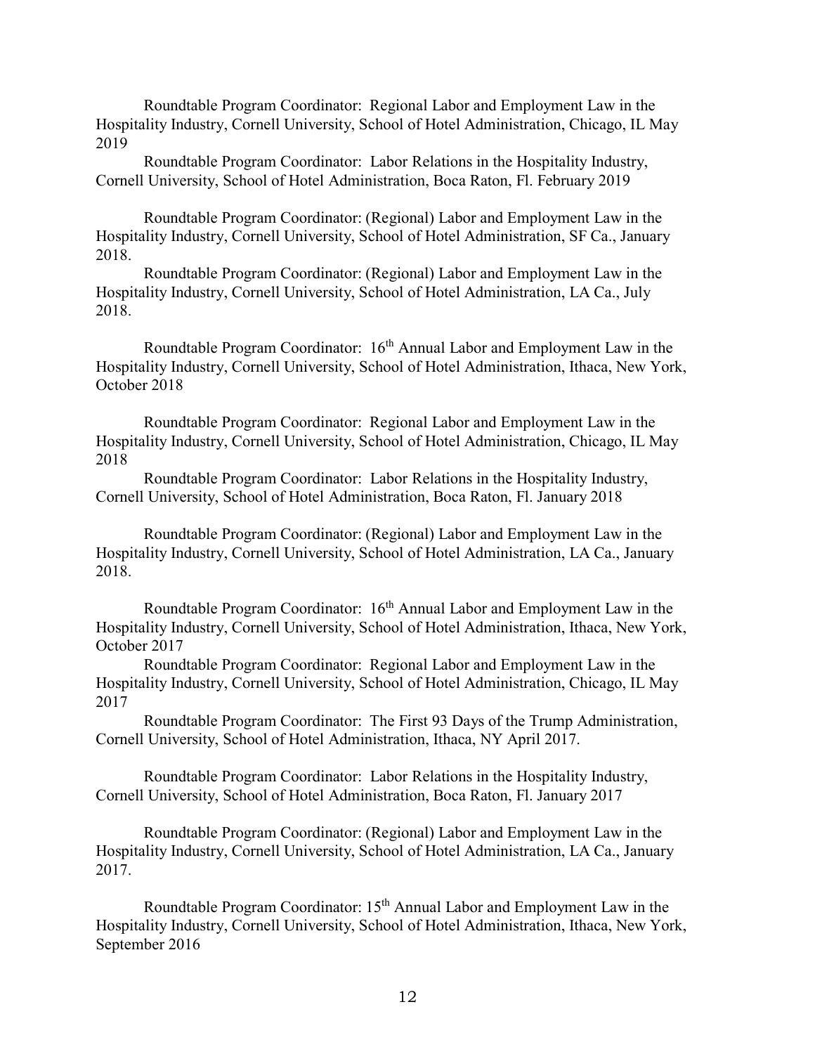Roundtable Program Coordinator: Regional Labor and Employment Law in the Hospitality Industry, Cornell University, School of Hotel Administration, Chicago, IL May 2019

Roundtable Program Coordinator: Labor Relations in the Hospitality Industry, Cornell University, School of Hotel Administration, Boca Raton, Fl. February 2019

Roundtable Program Coordinator: (Regional) Labor and Employment Law in the Hospitality Industry, Cornell University, School of Hotel Administration, SF Ca., January 2018.

Roundtable Program Coordinator: (Regional) Labor and Employment Law in the Hospitality Industry, Cornell University, School of Hotel Administration, LA Ca., July 2018.

Roundtable Program Coordinator: 16th Annual Labor and Employment Law in the Hospitality Industry, Cornell University, School of Hotel Administration, Ithaca, New York, October 2018

Roundtable Program Coordinator: Regional Labor and Employment Law in the Hospitality Industry, Cornell University, School of Hotel Administration, Chicago, IL May 2018

Roundtable Program Coordinator: Labor Relations in the Hospitality Industry, Cornell University, School of Hotel Administration, Boca Raton, Fl. January 2018

Roundtable Program Coordinator: (Regional) Labor and Employment Law in the Hospitality Industry, Cornell University, School of Hotel Administration, LA Ca., January 2018.

Roundtable Program Coordinator: 16th Annual Labor and Employment Law in the Hospitality Industry, Cornell University, School of Hotel Administration, Ithaca, New York, October 2017

Roundtable Program Coordinator: Regional Labor and Employment Law in the Hospitality Industry, Cornell University, School of Hotel Administration, Chicago, IL May 2017

Roundtable Program Coordinator: The First 93 Days of the Trump Administration, Cornell University, School of Hotel Administration, Ithaca, NY April 2017.

Roundtable Program Coordinator: Labor Relations in the Hospitality Industry, Cornell University, School of Hotel Administration, Boca Raton, Fl. January 2017

Roundtable Program Coordinator: (Regional) Labor and Employment Law in the Hospitality Industry, Cornell University, School of Hotel Administration, LA Ca., January 2017.

Roundtable Program Coordinator: 15th Annual Labor and Employment Law in the Hospitality Industry, Cornell University, School of Hotel Administration, Ithaca, New York, September 2016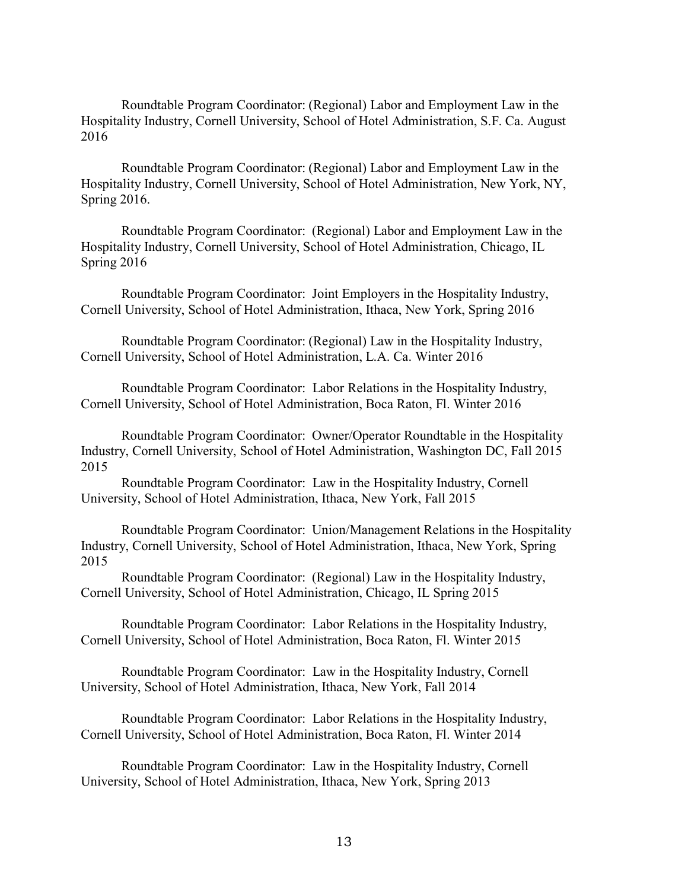Roundtable Program Coordinator: (Regional) Labor and Employment Law in the Hospitality Industry, Cornell University, School of Hotel Administration, S.F. Ca. August 2016

Roundtable Program Coordinator: (Regional) Labor and Employment Law in the Hospitality Industry, Cornell University, School of Hotel Administration, New York, NY, Spring 2016.

Roundtable Program Coordinator: (Regional) Labor and Employment Law in the Hospitality Industry, Cornell University, School of Hotel Administration, Chicago, IL Spring 2016

Roundtable Program Coordinator: Joint Employers in the Hospitality Industry, Cornell University, School of Hotel Administration, Ithaca, New York, Spring 2016

Roundtable Program Coordinator: (Regional) Law in the Hospitality Industry, Cornell University, School of Hotel Administration, L.A. Ca. Winter 2016

Roundtable Program Coordinator: Labor Relations in the Hospitality Industry, Cornell University, School of Hotel Administration, Boca Raton, Fl. Winter 2016

Roundtable Program Coordinator: Owner/Operator Roundtable in the Hospitality Industry, Cornell University, School of Hotel Administration, Washington DC, Fall 2015 2015

Roundtable Program Coordinator: Law in the Hospitality Industry, Cornell University, School of Hotel Administration, Ithaca, New York, Fall 2015

Roundtable Program Coordinator: Union/Management Relations in the Hospitality Industry, Cornell University, School of Hotel Administration, Ithaca, New York, Spring 2015

Roundtable Program Coordinator: (Regional) Law in the Hospitality Industry, Cornell University, School of Hotel Administration, Chicago, IL Spring 2015

Roundtable Program Coordinator: Labor Relations in the Hospitality Industry, Cornell University, School of Hotel Administration, Boca Raton, Fl. Winter 2015

Roundtable Program Coordinator: Law in the Hospitality Industry, Cornell University, School of Hotel Administration, Ithaca, New York, Fall 2014

Roundtable Program Coordinator: Labor Relations in the Hospitality Industry, Cornell University, School of Hotel Administration, Boca Raton, Fl. Winter 2014

Roundtable Program Coordinator: Law in the Hospitality Industry, Cornell University, School of Hotel Administration, Ithaca, New York, Spring 2013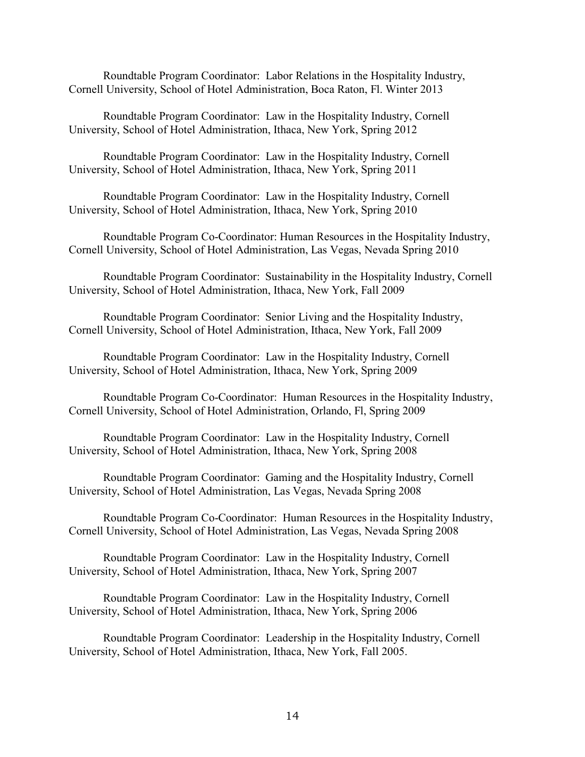Roundtable Program Coordinator:  Labor Relations in the Hospitality Industry, Cornell University, School of Hotel Administration, Boca Raton, Fl. Winter 2013

Roundtable Program Coordinator:  Law in the Hospitality Industry, Cornell University, School of Hotel Administration, Ithaca, New York, Spring 2012

Roundtable Program Coordinator:  Law in the Hospitality Industry, Cornell University, School of Hotel Administration, Ithaca, New York, Spring 2011

Roundtable Program Coordinator:  Law in the Hospitality Industry, Cornell University, School of Hotel Administration, Ithaca, New York, Spring 2010

Roundtable Program Co-Coordinator: Human Resources in the Hospitality Industry, Cornell University, School of Hotel Administration, Las Vegas, Nevada Spring 2010

Roundtable Program Coordinator:  Sustainability in the Hospitality Industry, Cornell University, School of Hotel Administration, Ithaca, New York, Fall 2009

Roundtable Program Coordinator:  Senior Living and the Hospitality Industry, Cornell University, School of Hotel Administration, Ithaca, New York, Fall 2009

Roundtable Program Coordinator:  Law in the Hospitality Industry, Cornell University, School of Hotel Administration, Ithaca, New York, Spring 2009

Roundtable Program Co-Coordinator:  Human Resources in the Hospitality Industry, Cornell University, School of Hotel Administration, Orlando, Fl, Spring 2009

Roundtable Program Coordinator:  Law in the Hospitality Industry, Cornell University, School of Hotel Administration, Ithaca, New York, Spring 2008

Roundtable Program Coordinator:  Gaming and the Hospitality Industry, Cornell University, School of Hotel Administration, Las Vegas, Nevada Spring 2008

Roundtable Program Co-Coordinator:  Human Resources in the Hospitality Industry, Cornell University, School of Hotel Administration, Las Vegas, Nevada Spring 2008

Roundtable Program Coordinator:  Law in the Hospitality Industry, Cornell University, School of Hotel Administration, Ithaca, New York, Spring 2007

Roundtable Program Coordinator:  Law in the Hospitality Industry, Cornell University, School of Hotel Administration, Ithaca, New York, Spring 2006

Roundtable Program Coordinator:  Leadership in the Hospitality Industry, Cornell University, School of Hotel Administration, Ithaca, New York, Fall 2005.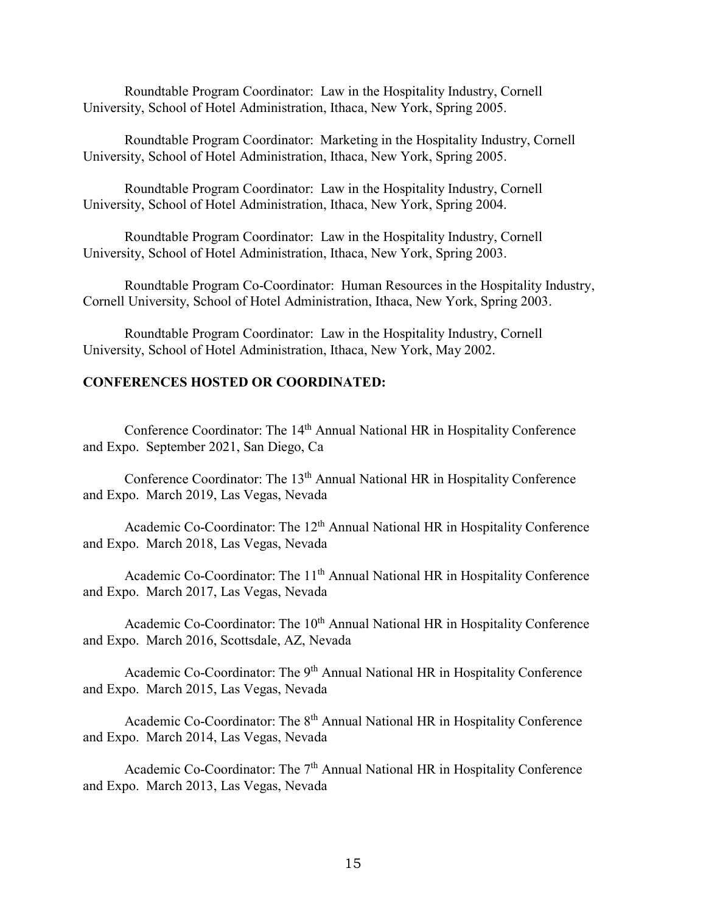Roundtable Program Coordinator: Law in the Hospitality Industry, Cornell University, School of Hotel Administration, Ithaca, New York, Spring 2005.

Roundtable Program Coordinator: Marketing in the Hospitality Industry, Cornell University, School of Hotel Administration, Ithaca, New York, Spring 2005.

Roundtable Program Coordinator: Law in the Hospitality Industry, Cornell University, School of Hotel Administration, Ithaca, New York, Spring 2004.

Roundtable Program Coordinator: Law in the Hospitality Industry, Cornell University, School of Hotel Administration, Ithaca, New York, Spring 2003.

Roundtable Program Co-Coordinator: Human Resources in the Hospitality Industry, Cornell University, School of Hotel Administration, Ithaca, New York, Spring 2003.

Roundtable Program Coordinator: Law in the Hospitality Industry, Cornell University, School of Hotel Administration, Ithaca, New York, May 2002.

**CONFERENCES HOSTED OR COORDINATED:**

Conference Coordinator: The 14th Annual National HR in Hospitality Conference and Expo. September 2021, San Diego, Ca

Conference Coordinator: The 13th Annual National HR in Hospitality Conference and Expo. March 2019, Las Vegas, Nevada

Academic Co-Coordinator: The 12th Annual National HR in Hospitality Conference and Expo. March 2018, Las Vegas, Nevada

Academic Co-Coordinator: The 11th Annual National HR in Hospitality Conference and Expo. March 2017, Las Vegas, Nevada

Academic Co-Coordinator: The 10th Annual National HR in Hospitality Conference and Expo. March 2016, Scottsdale, AZ, Nevada

Academic Co-Coordinator: The 9th Annual National HR in Hospitality Conference and Expo. March 2015, Las Vegas, Nevada

Academic Co-Coordinator: The 8th Annual National HR in Hospitality Conference and Expo. March 2014, Las Vegas, Nevada

Academic Co-Coordinator: The 7th Annual National HR in Hospitality Conference and Expo. March 2013, Las Vegas, Nevada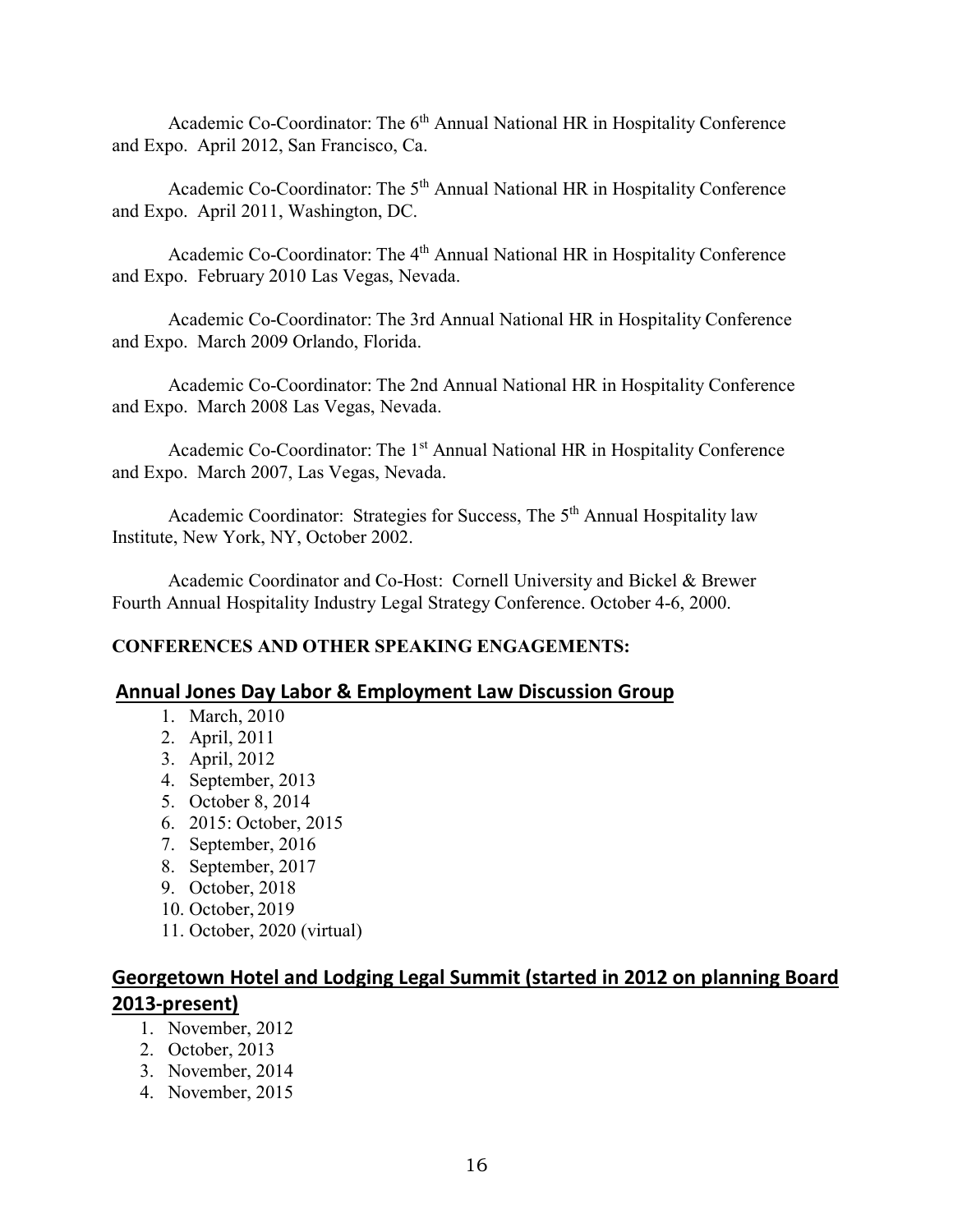Academic Co-Coordinator: The 6th Annual National HR in Hospitality Conference and Expo. April 2012, San Francisco, Ca.

Academic Co-Coordinator: The 5th Annual National HR in Hospitality Conference and Expo. April 2011, Washington, DC.

Academic Co-Coordinator: The 4th Annual National HR in Hospitality Conference and Expo. February 2010 Las Vegas, Nevada.

Academic Co-Coordinator: The 3rd Annual National HR in Hospitality Conference and Expo. March 2009 Orlando, Florida.

Academic Co-Coordinator: The 2nd Annual National HR in Hospitality Conference and Expo. March 2008 Las Vegas, Nevada.

Academic Co-Coordinator: The 1st Annual National HR in Hospitality Conference and Expo. March 2007, Las Vegas, Nevada.

Academic Coordinator: Strategies for Success, The 5th Annual Hospitality law Institute, New York, NY, October 2002.

Academic Coordinator and Co-Host: Cornell University and Bickel & Brewer Fourth Annual Hospitality Industry Legal Strategy Conference. October 4-6, 2000.

**CONFERENCES AND OTHER SPEAKING ENGAGEMENTS:**

## Annual Jones Day Labor & Employment Law Discussion Group

1. March, 2010
2. April, 2011
3. April, 2012
4. September, 2013
5. October 8, 2014
6. 2015: October, 2015
7. September, 2016
8. September, 2017
9. October, 2018
10. October, 2019
11. October, 2020 (virtual)

## Georgetown Hotel and Lodging Legal Summit (started in 2012 on planning Board 2013-present)

1. November, 2012
2. October, 2013
3. November, 2014
4. November, 2015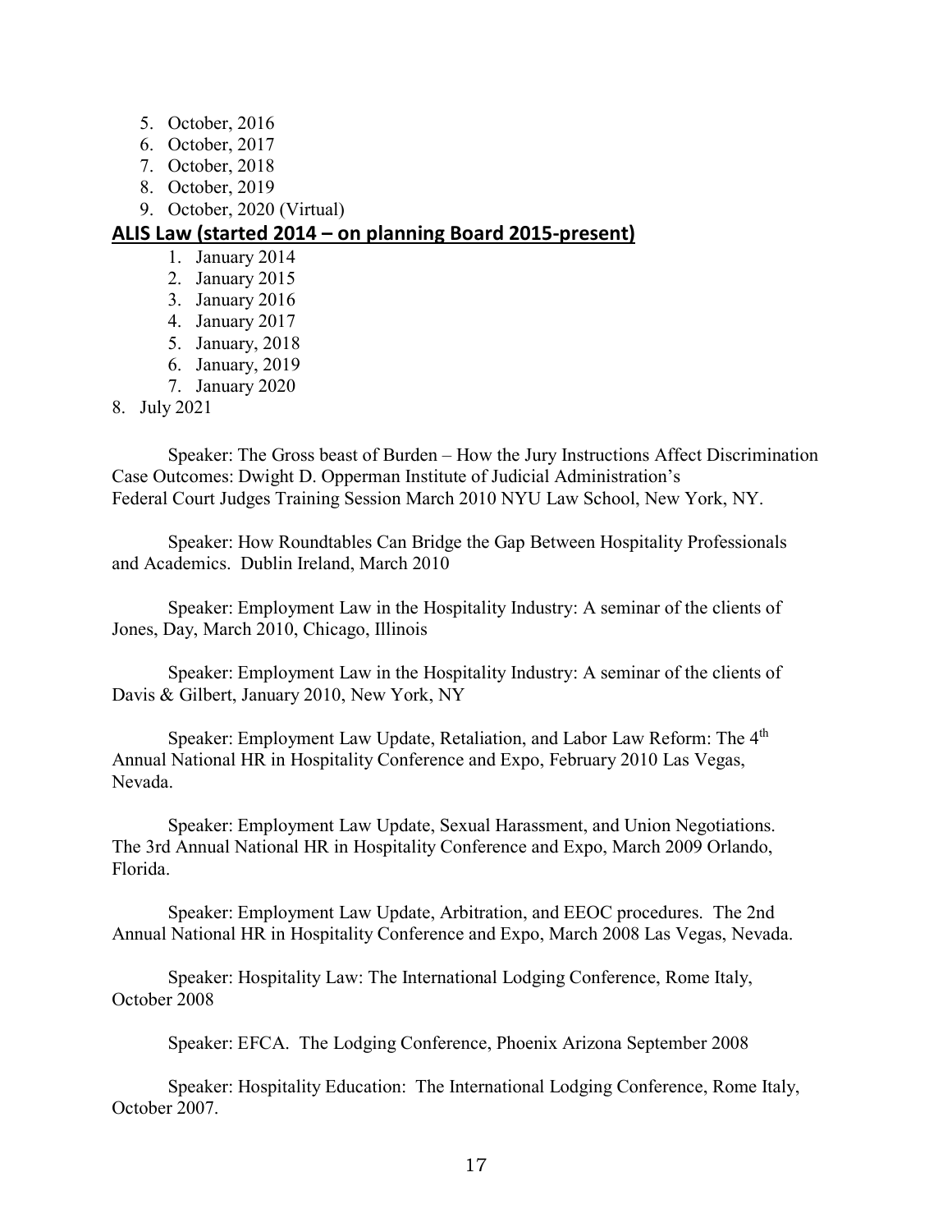5. October, 2016
6. October, 2017
7. October, 2018
8. October, 2019
9. October, 2020 (Virtual)

## ALIS Law (started 2014 – on planning Board 2015-present)

1. January 2014
2. January 2015
3. January 2016
4. January 2017
5. January, 2018
6. January, 2019
7. January 2020
8. July 2021

Speaker: The Gross beast of Burden – How the Jury Instructions Affect Discrimination Case Outcomes: Dwight D. Opperman Institute of Judicial Administration's Federal Court Judges Training Session March 2010 NYU Law School, New York, NY.

Speaker: How Roundtables Can Bridge the Gap Between Hospitality Professionals and Academics. Dublin Ireland, March 2010

Speaker: Employment Law in the Hospitality Industry: A seminar of the clients of Jones, Day, March 2010, Chicago, Illinois

Speaker: Employment Law in the Hospitality Industry: A seminar of the clients of Davis & Gilbert, January 2010, New York, NY

Speaker: Employment Law Update, Retaliation, and Labor Law Reform: The 4th Annual National HR in Hospitality Conference and Expo, February 2010 Las Vegas, Nevada.

Speaker: Employment Law Update, Sexual Harassment, and Union Negotiations. The 3rd Annual National HR in Hospitality Conference and Expo, March 2009 Orlando, Florida.

Speaker: Employment Law Update, Arbitration, and EEOC procedures. The 2nd Annual National HR in Hospitality Conference and Expo, March 2008 Las Vegas, Nevada.

Speaker: Hospitality Law: The International Lodging Conference, Rome Italy, October 2008

Speaker: EFCA. The Lodging Conference, Phoenix Arizona September 2008

Speaker: Hospitality Education: The International Lodging Conference, Rome Italy, October 2007.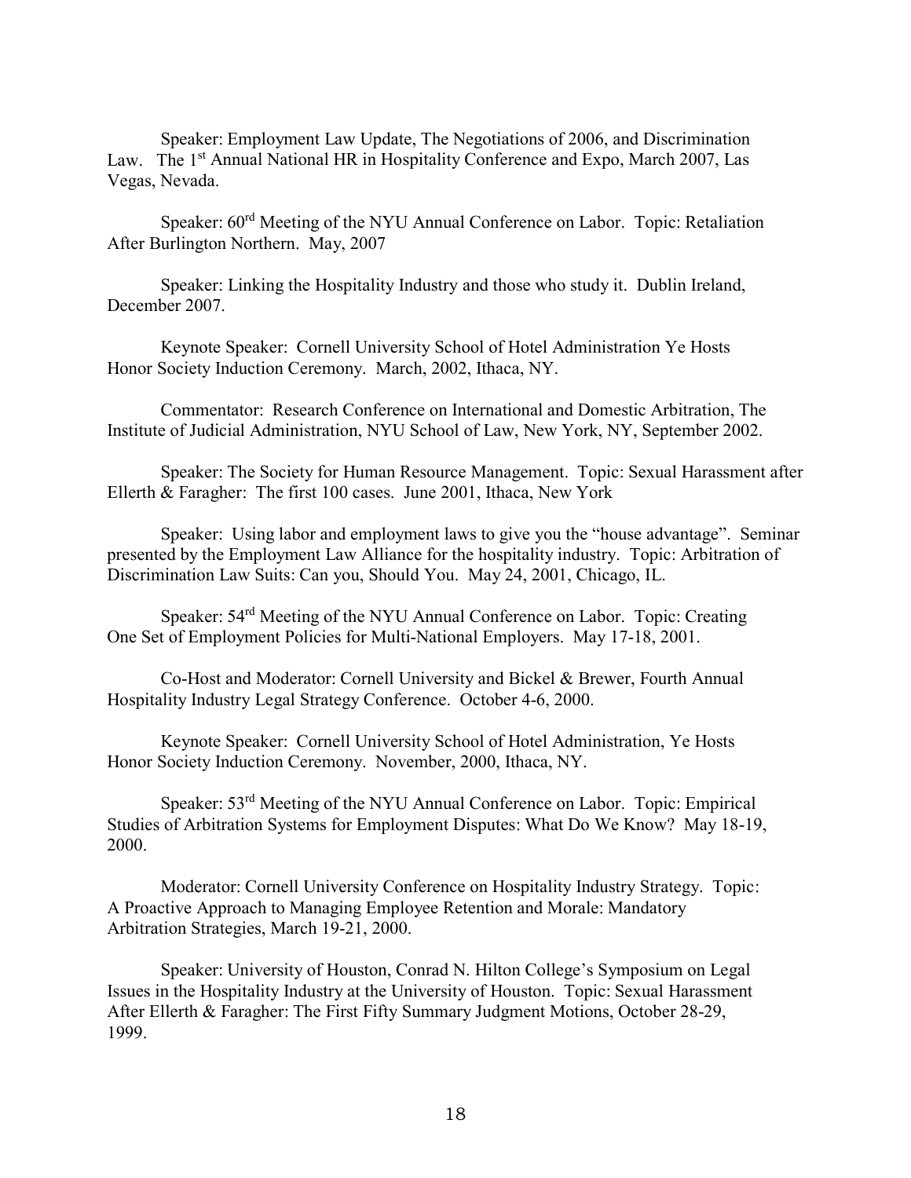Speaker: Employment Law Update, The Negotiations of 2006, and Discrimination Law. The 1st Annual National HR in Hospitality Conference and Expo, March 2007, Las Vegas, Nevada.

Speaker: 60rd Meeting of the NYU Annual Conference on Labor. Topic: Retaliation After Burlington Northern. May, 2007

Speaker: Linking the Hospitality Industry and those who study it. Dublin Ireland, December 2007.

Keynote Speaker: Cornell University School of Hotel Administration Ye Hosts Honor Society Induction Ceremony. March, 2002, Ithaca, NY.

Commentator: Research Conference on International and Domestic Arbitration, The Institute of Judicial Administration, NYU School of Law, New York, NY, September 2002.

Speaker: The Society for Human Resource Management. Topic: Sexual Harassment after Ellerth & Faragher: The first 100 cases. June 2001, Ithaca, New York

Speaker: Using labor and employment laws to give you the "house advantage". Seminar presented by the Employment Law Alliance for the hospitality industry. Topic: Arbitration of Discrimination Law Suits: Can you, Should You. May 24, 2001, Chicago, IL.

Speaker: 54rd Meeting of the NYU Annual Conference on Labor. Topic: Creating One Set of Employment Policies for Multi-National Employers. May 17-18, 2001.

Co-Host and Moderator: Cornell University and Bickel & Brewer, Fourth Annual Hospitality Industry Legal Strategy Conference. October 4-6, 2000.

Keynote Speaker: Cornell University School of Hotel Administration, Ye Hosts Honor Society Induction Ceremony. November, 2000, Ithaca, NY.

Speaker: 53rd Meeting of the NYU Annual Conference on Labor. Topic: Empirical Studies of Arbitration Systems for Employment Disputes: What Do We Know? May 18-19, 2000.

Moderator: Cornell University Conference on Hospitality Industry Strategy. Topic: A Proactive Approach to Managing Employee Retention and Morale: Mandatory Arbitration Strategies, March 19-21, 2000.

Speaker: University of Houston, Conrad N. Hilton College's Symposium on Legal Issues in the Hospitality Industry at the University of Houston. Topic: Sexual Harassment After Ellerth & Faragher: The First Fifty Summary Judgment Motions, October 28-29, 1999.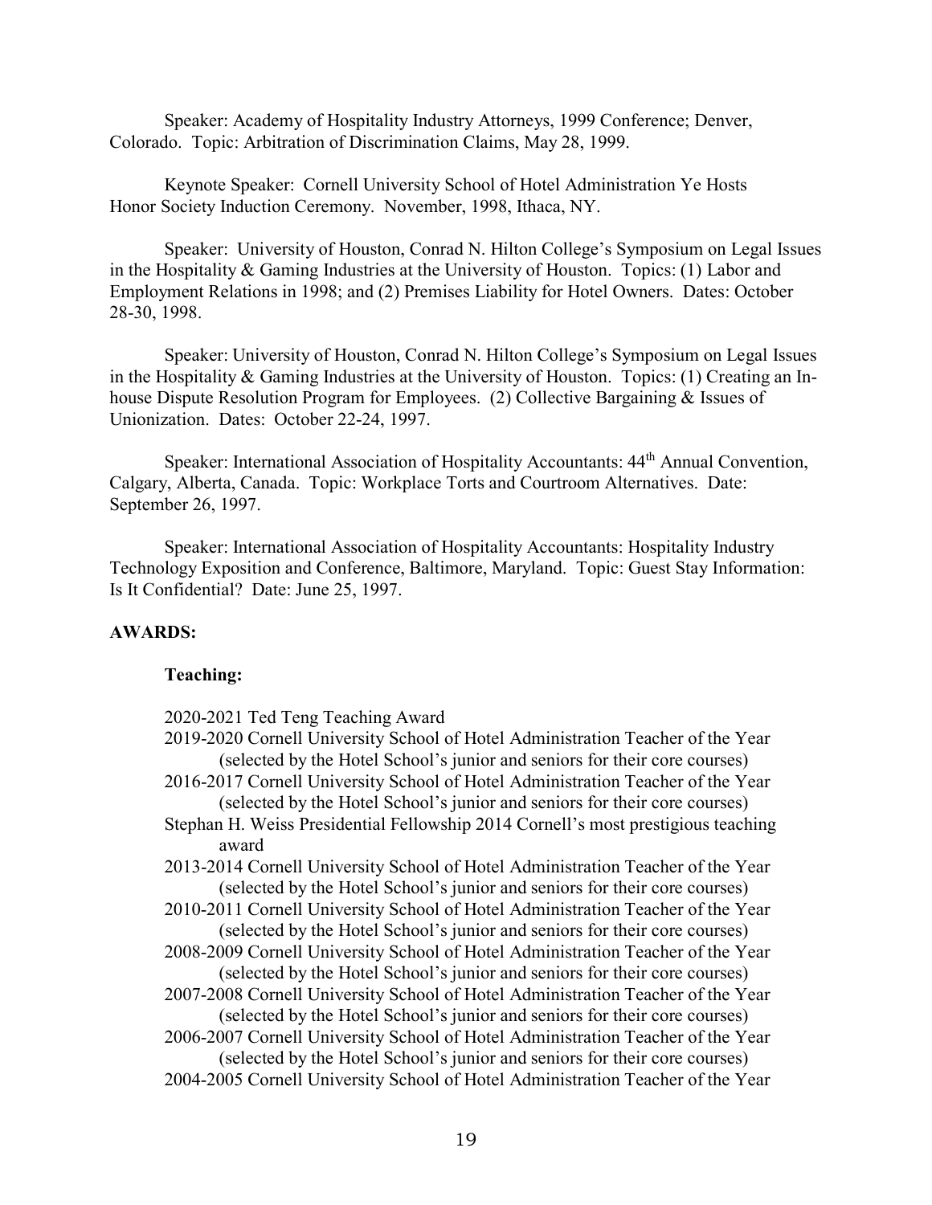Speaker: Academy of Hospitality Industry Attorneys, 1999 Conference; Denver, Colorado. Topic: Arbitration of Discrimination Claims, May 28, 1999.

Keynote Speaker: Cornell University School of Hotel Administration Ye Hosts Honor Society Induction Ceremony. November, 1998, Ithaca, NY.

Speaker: University of Houston, Conrad N. Hilton College's Symposium on Legal Issues in the Hospitality & Gaming Industries at the University of Houston. Topics: (1) Labor and Employment Relations in 1998; and (2) Premises Liability for Hotel Owners. Dates: October 28-30, 1998.

Speaker: University of Houston, Conrad N. Hilton College's Symposium on Legal Issues in the Hospitality & Gaming Industries at the University of Houston. Topics: (1) Creating an In-house Dispute Resolution Program for Employees. (2) Collective Bargaining & Issues of Unionization. Dates: October 22-24, 1997.

Speaker: International Association of Hospitality Accountants: 44th Annual Convention, Calgary, Alberta, Canada. Topic: Workplace Torts and Courtroom Alternatives. Date: September 26, 1997.

Speaker: International Association of Hospitality Accountants: Hospitality Industry Technology Exposition and Conference, Baltimore, Maryland. Topic: Guest Stay Information: Is It Confidential? Date: June 25, 1997.

**AWARDS:**

**Teaching:**

2020-2021 Ted Teng Teaching Award

2019-2020 Cornell University School of Hotel Administration Teacher of the Year (selected by the Hotel School's junior and seniors for their core courses)

2016-2017 Cornell University School of Hotel Administration Teacher of the Year (selected by the Hotel School's junior and seniors for their core courses)

Stephan H. Weiss Presidential Fellowship 2014 Cornell's most prestigious teaching award

2013-2014 Cornell University School of Hotel Administration Teacher of the Year (selected by the Hotel School's junior and seniors for their core courses)

2010-2011 Cornell University School of Hotel Administration Teacher of the Year (selected by the Hotel School's junior and seniors for their core courses)

2008-2009 Cornell University School of Hotel Administration Teacher of the Year (selected by the Hotel School's junior and seniors for their core courses)

2007-2008 Cornell University School of Hotel Administration Teacher of the Year (selected by the Hotel School's junior and seniors for their core courses)

2006-2007 Cornell University School of Hotel Administration Teacher of the Year (selected by the Hotel School's junior and seniors for their core courses)

2004-2005 Cornell University School of Hotel Administration Teacher of the Year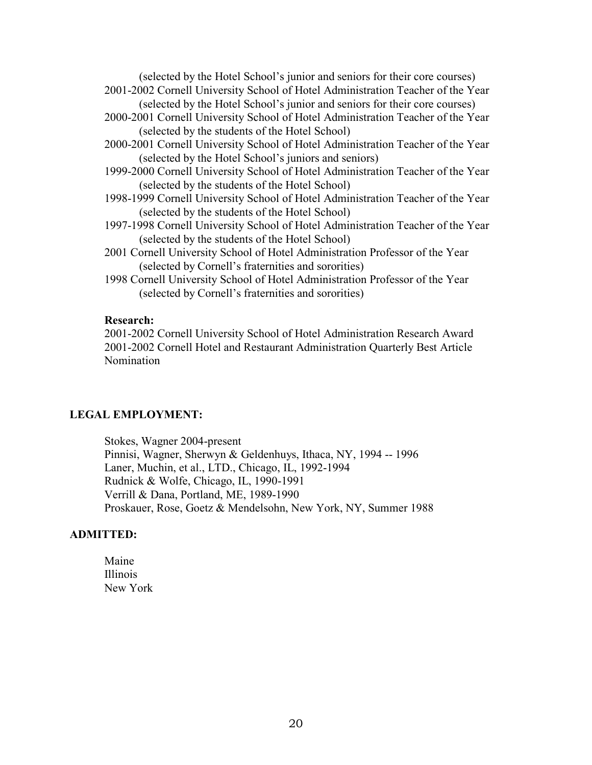(selected by the Hotel School's junior and seniors for their core courses)

2001-2002 Cornell University School of Hotel Administration Teacher of the Year
(selected by the Hotel School's junior and seniors for their core courses)

2000-2001 Cornell University School of Hotel Administration Teacher of the Year
(selected by the students of the Hotel School)

2000-2001 Cornell University School of Hotel Administration Teacher of the Year
(selected by the Hotel School's juniors and seniors)

1999-2000 Cornell University School of Hotel Administration Teacher of the Year
(selected by the students of the Hotel School)

1998-1999 Cornell University School of Hotel Administration Teacher of the Year
(selected by the students of the Hotel School)

1997-1998 Cornell University School of Hotel Administration Teacher of the Year
(selected by the students of the Hotel School)

2001 Cornell University School of Hotel Administration Professor of the Year
(selected by Cornell's fraternities and sororities)

1998 Cornell University School of Hotel Administration Professor of the Year
(selected by Cornell's fraternities and sororities)

**Research:**

2001-2002 Cornell University School of Hotel Administration Research Award
2001-2002 Cornell Hotel and Restaurant Administration Quarterly Best Article Nomination

## LEGAL EMPLOYMENT:

Stokes, Wagner 2004-present
Pinnisi, Wagner, Sherwyn & Geldenhuys, Ithaca, NY, 1994 -- 1996
Laner, Muchin, et al., LTD., Chicago, IL, 1992-1994
Rudnick & Wolfe, Chicago, IL, 1990-1991
Verrill & Dana, Portland, ME, 1989-1990
Proskauer, Rose, Goetz & Mendelsohn, New York, NY, Summer 1988

## ADMITTED:

Maine
Illinois
New York